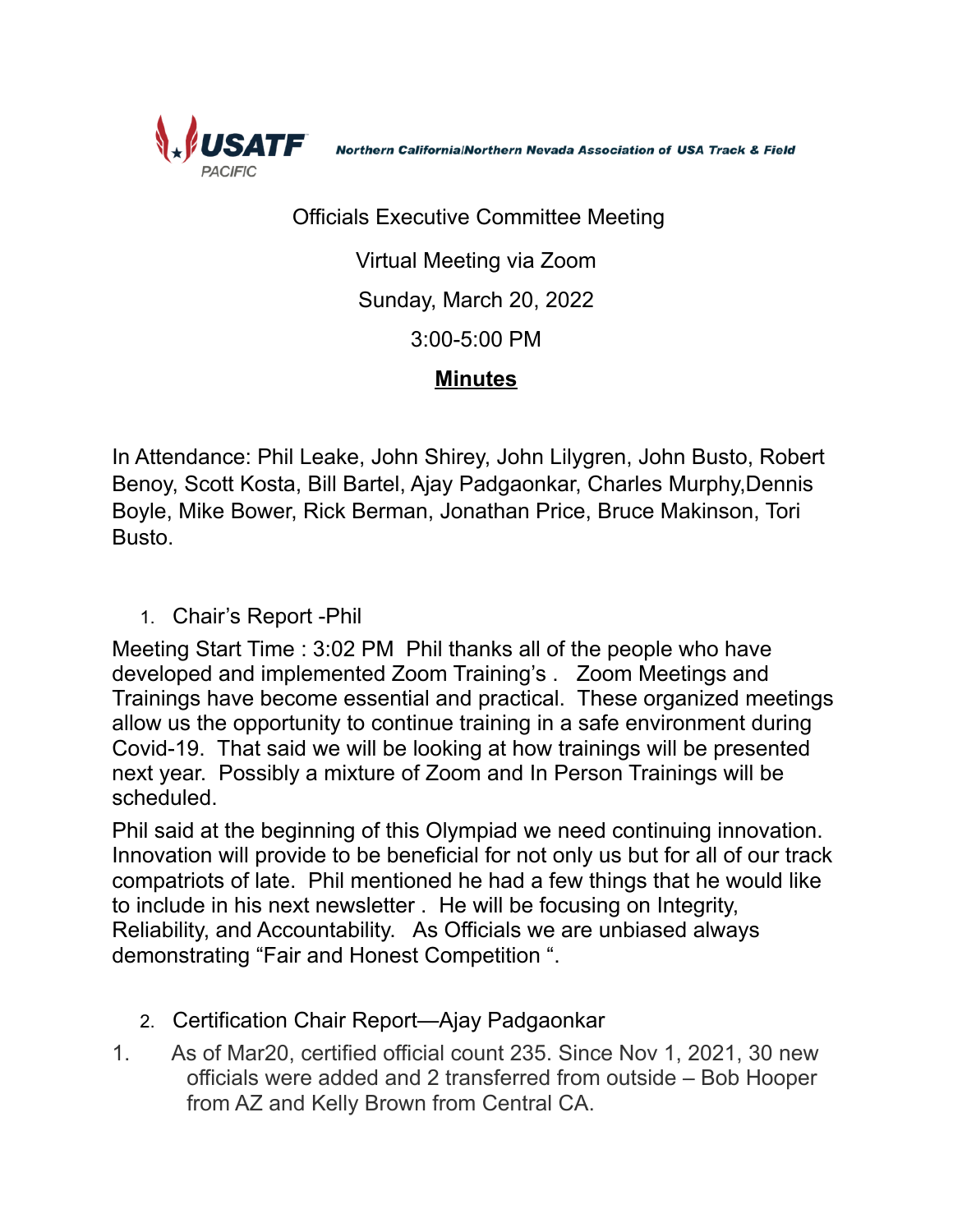USATF PACIFIC — Northern California|Northern Nevada Association of USA Track & Field

Officials Executive Committee Meeting

Virtual Meeting via Zoom

Sunday, March 20, 2022

3:00-5:00 PM

**Minutes**

In Attendance: Phil Leake, John Shirey, John Lilygren, John Busto, Robert Benoy, Scott Kosta, Bill Bartel, Ajay Padgaonkar, Charles Murphy,Dennis Boyle, Mike Bower, Rick Berman, Jonathan Price, Bruce Makinson, Tori Busto.

1. Chair's Report -Phil

Meeting Start Time : 3:02 PM  Phil thanks all of the people who have developed and implemented Zoom Training's .  Zoom Meetings and Trainings have become essential and practical.  These organized meetings allow us the opportunity to continue training in a safe environment during Covid-19.  That said we will be looking at how trainings will be presented next year.  Possibly a mixture of Zoom and In Person Trainings will be scheduled.

Phil said at the beginning of this Olympiad we need continuing innovation. Innovation will provide to be beneficial for not only us but for all of our track compatriots of late.  Phil mentioned he had a few things that he would like to include in his next newsletter .  He will be focusing on Integrity, Reliability, and Accountability.  As Officials we are unbiased always demonstrating "Fair and Honest Competition ".

2. Certification Chair Report—Ajay Padgaonkar

1. As of Mar20, certified official count 235. Since Nov 1, 2021, 30 new officials were added and 2 transferred from outside – Bob Hooper from AZ and Kelly Brown from Central CA.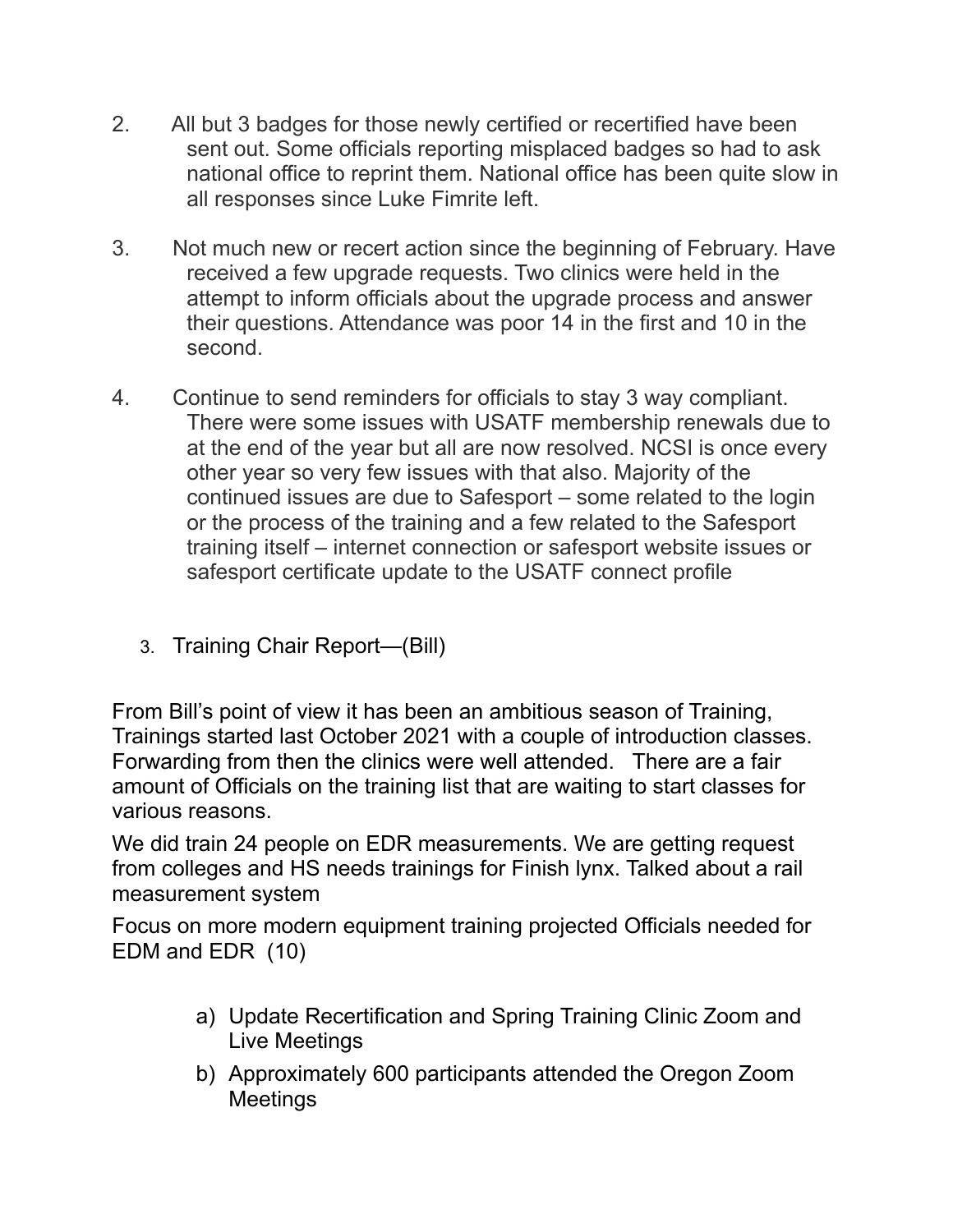2. All but 3 badges for those newly certified or recertified have been sent out. Some officials reporting misplaced badges so had to ask national office to reprint them. National office has been quite slow in all responses since Luke Fimrite left.

3. Not much new or recert action since the beginning of February. Have received a few upgrade requests. Two clinics were held in the attempt to inform officials about the upgrade process and answer their questions. Attendance was poor 14 in the first and 10 in the second.

4. Continue to send reminders for officials to stay 3 way compliant. There were some issues with USATF membership renewals due to at the end of the year but all are now resolved. NCSI is once every other year so very few issues with that also. Majority of the continued issues are due to Safesport – some related to the login or the process of the training and a few related to the Safesport training itself – internet connection or safesport website issues or safesport certificate update to the USATF connect profile

3. Training Chair Report—(Bill)

From Bill's point of view it has been an ambitious season of Training, Trainings started last October 2021 with a couple of introduction classes. Forwarding from then the clinics were well attended. There are a fair amount of Officials on the training list that are waiting to start classes for various reasons.

We did train 24 people on EDR measurements. We are getting request from colleges and HS needs trainings for Finish lynx. Talked about a rail measurement system

Focus on more modern equipment training projected Officials needed for EDM and EDR (10)

a) Update Recertification and Spring Training Clinic Zoom and Live Meetings
b) Approximately 600 participants attended the Oregon Zoom Meetings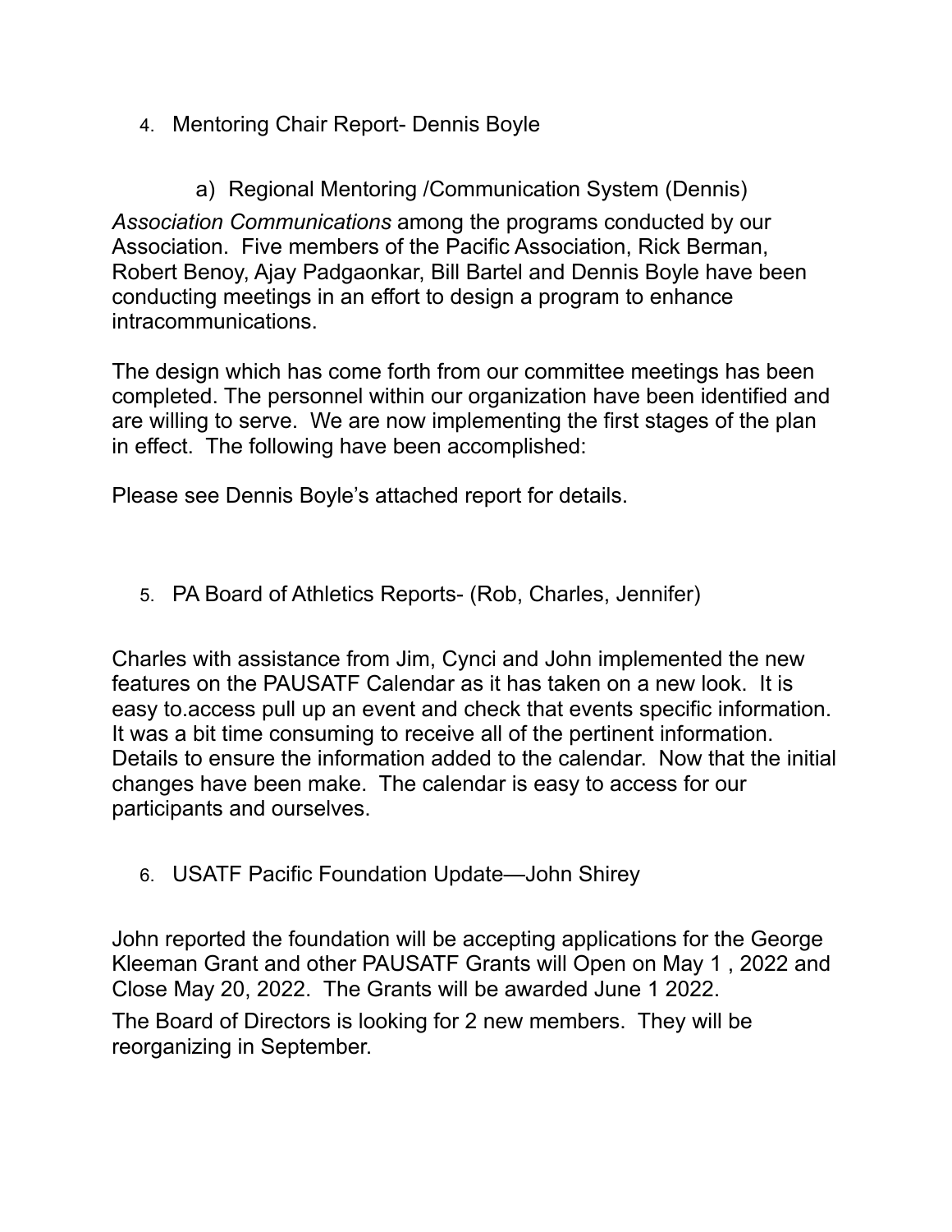4. Mentoring Chair Report- Dennis Boyle

   a) Regional Mentoring /Communication System (Dennis)

*Association Communications* among the programs conducted by our Association. Five members of the Pacific Association, Rick Berman, Robert Benoy, Ajay Padgaonkar, Bill Bartel and Dennis Boyle have been conducting meetings in an effort to design a program to enhance intracommunications.

The design which has come forth from our committee meetings has been completed. The personnel within our organization have been identified and are willing to serve. We are now implementing the first stages of the plan in effect. The following have been accomplished:

Please see Dennis Boyle's attached report for details.

5. PA Board of Athletics Reports- (Rob, Charles, Jennifer)

Charles with assistance from Jim, Cynci and John implemented the new features on the PAUSATF Calendar as it has taken on a new look. It is easy to.access pull up an event and check that events specific information. It was a bit time consuming to receive all of the pertinent information. Details to ensure the information added to the calendar. Now that the initial changes have been make. The calendar is easy to access for our participants and ourselves.

6. USATF Pacific Foundation Update—John Shirey

John reported the foundation will be accepting applications for the George Kleeman Grant and other PAUSATF Grants will Open on May 1 , 2022 and Close May 20, 2022. The Grants will be awarded June 1 2022.

The Board of Directors is looking for 2 new members. They will be reorganizing in September.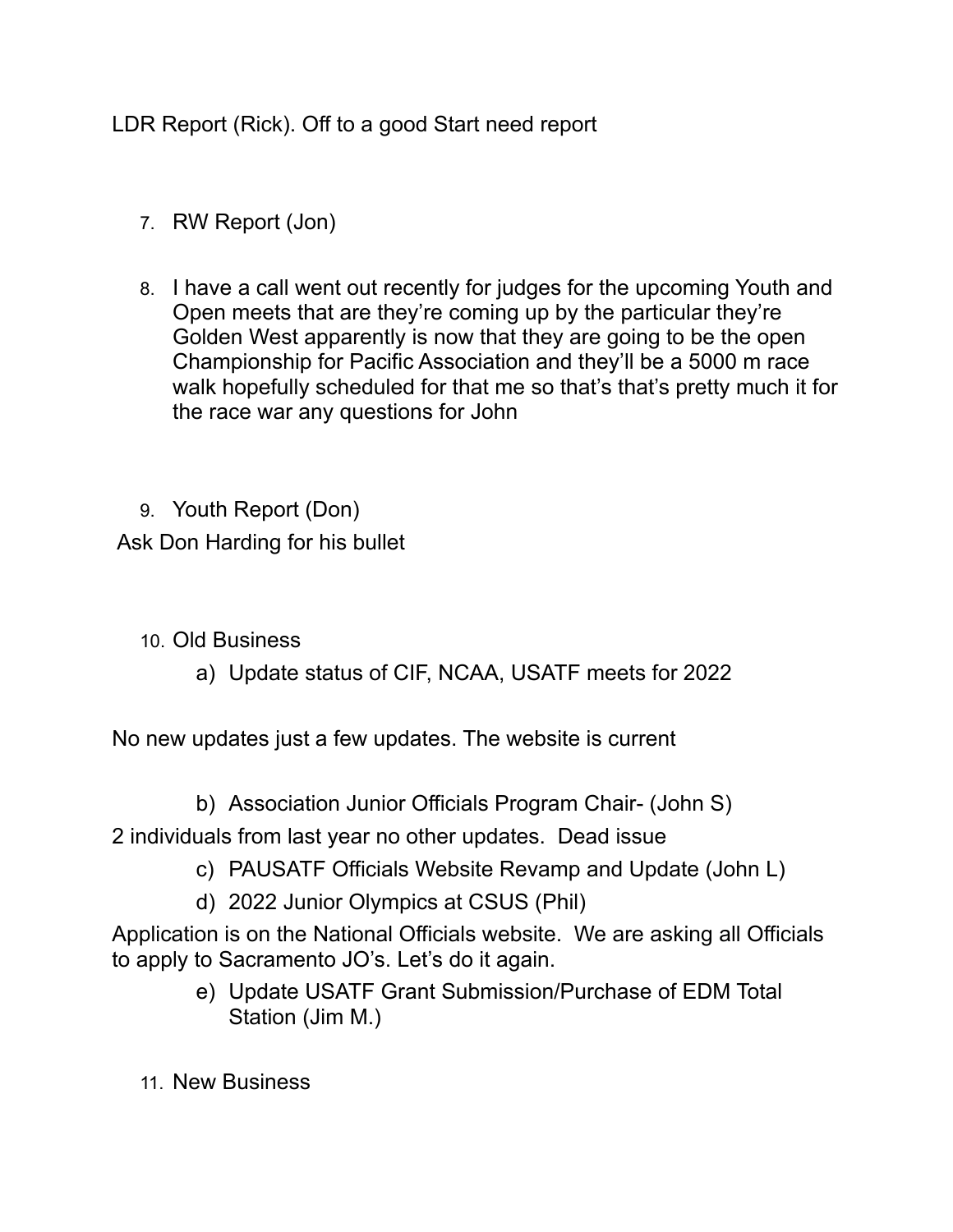LDR Report (Rick). Off to a good Start need report

7. RW Report (Jon)

8. I have a call went out recently for judges for the upcoming Youth and Open meets that are they're coming up by the particular they're Golden West apparently is now that they are going to be the open Championship for Pacific Association and they'll be a 5000 m race walk hopefully scheduled for that me so that's that's pretty much it for the race war any questions for John

9. Youth Report (Don)

Ask Don Harding for his bullet

10. Old Business
    a) Update status of CIF, NCAA, USATF meets for 2022

No new updates just a few updates. The website is current

    b) Association Junior Officials Program Chair- (John S)

2 individuals from last year no other updates. Dead issue

    c) PAUSATF Officials Website Revamp and Update (John L)
    d) 2022 Junior Olympics at CSUS (Phil)

Application is on the National Officials website. We are asking all Officials to apply to Sacramento JO's. Let's do it again.

    e) Update USATF Grant Submission/Purchase of EDM Total Station (Jim M.)

11. New Business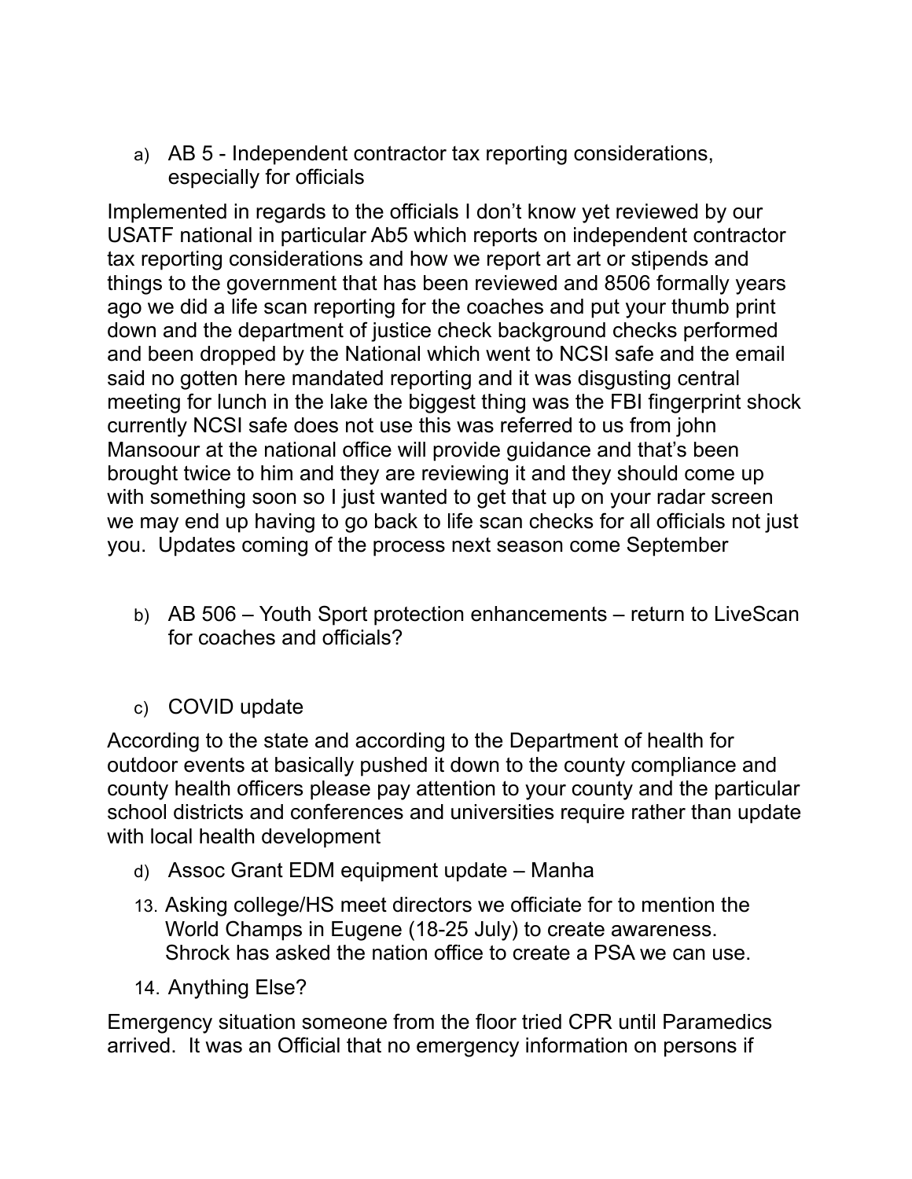a) AB 5 - Independent contractor tax reporting considerations, especially for officials

Implemented in regards to the officials I don't know yet reviewed by our USATF national in particular Ab5 which reports on independent contractor tax reporting considerations and how we report art art or stipends and things to the government that has been reviewed and 8506 formally years ago we did a life scan reporting for the coaches and put your thumb print down and the department of justice check background checks performed and been dropped by the National which went to NCSI safe and the email said no gotten here mandated reporting and it was disgusting central meeting for lunch in the lake the biggest thing was the FBI fingerprint shock currently NCSI safe does not use this was referred to us from john Mansoour at the national office will provide guidance and that's been brought twice to him and they are reviewing it and they should come up with something soon so I just wanted to get that up on your radar screen we may end up having to go back to life scan checks for all officials not just you. Updates coming of the process next season come September

b) AB 506 – Youth Sport protection enhancements – return to LiveScan for coaches and officials?

c) COVID update

According to the state and according to the Department of health for outdoor events at basically pushed it down to the county compliance and county health officers please pay attention to your county and the particular school districts and conferences and universities require rather than update with local health development

d) Assoc Grant EDM equipment update – Manha

13. Asking college/HS meet directors we officiate for to mention the World Champs in Eugene (18-25 July) to create awareness. Shrock has asked the nation office to create a PSA we can use.

14. Anything Else?

Emergency situation someone from the floor tried CPR until Paramedics arrived. It was an Official that no emergency information on persons if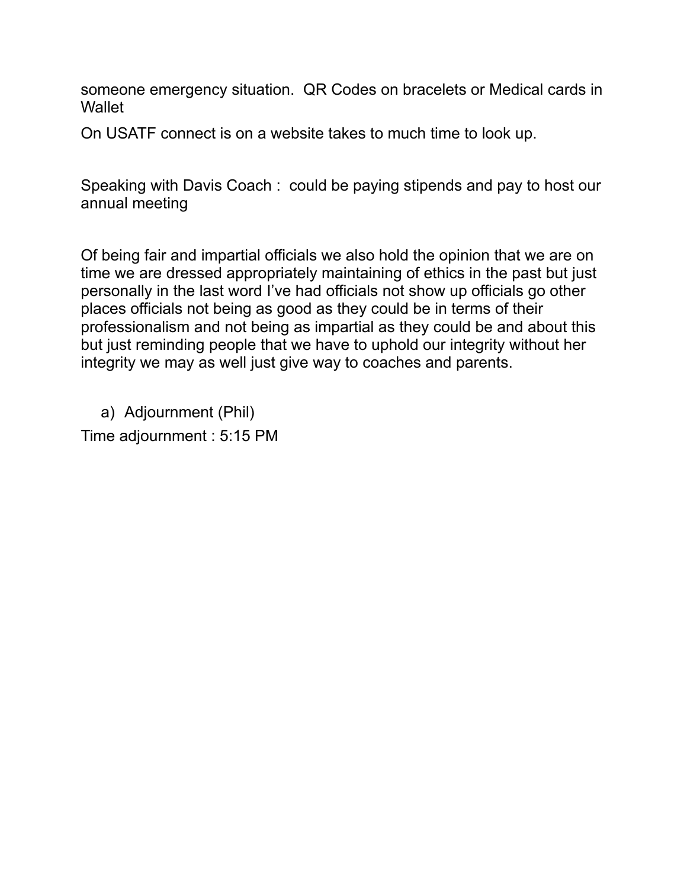someone emergency situation.  QR Codes on bracelets or Medical cards in Wallet

On USATF connect is on a website takes to much time to look up.

Speaking with Davis Coach :  could be paying stipends and pay to host our annual meeting

Of being fair and impartial officials we also hold the opinion that we are on time we are dressed appropriately maintaining of ethics in the past but just personally in the last word I've had officials not show up officials go other places officials not being as good as they could be in terms of their professionalism and not being as impartial as they could be and about this but just reminding people that we have to uphold our integrity without her integrity we may as well just give way to coaches and parents.

a) Adjournment (Phil)

Time adjournment : 5:15 PM